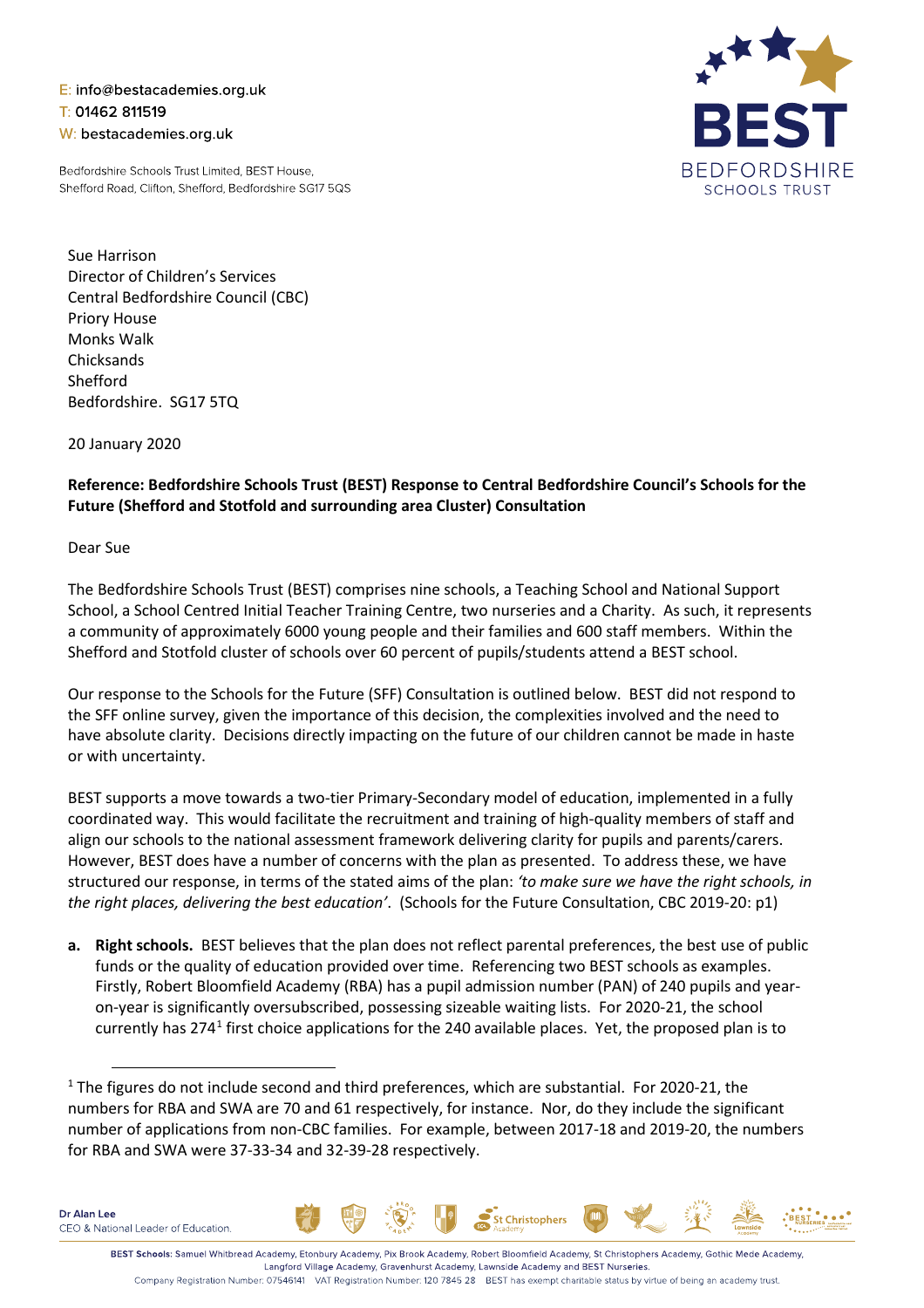E: info@bestacademies.org.uk
T: 01462 811519
W: bestacademies.org.uk

Bedfordshire Schools Trust Limited, BEST House,
Shefford Road, Clifton, Shefford, Bedfordshire SG17 5QS

BEST BEDFORDSHIRE SCHOOLS TRUST

Sue Harrison
Director of Children's Services
Central Bedfordshire Council (CBC)
Priory House
Monks Walk
Chicksands
Shefford
Bedfordshire. SG17 5TQ

20 January 2020

**Reference: Bedfordshire Schools Trust (BEST) Response to Central Bedfordshire Council's Schools for the Future (Shefford and Stotfold and surrounding area Cluster) Consultation**

Dear Sue

The Bedfordshire Schools Trust (BEST) comprises nine schools, a Teaching School and National Support School, a School Centred Initial Teacher Training Centre, two nurseries and a Charity. As such, it represents a community of approximately 6000 young people and their families and 600 staff members. Within the Shefford and Stotfold cluster of schools over 60 percent of pupils/students attend a BEST school.

Our response to the Schools for the Future (SFF) Consultation is outlined below. BEST did not respond to the SFF online survey, given the importance of this decision, the complexities involved and the need to have absolute clarity. Decisions directly impacting on the future of our children cannot be made in haste or with uncertainty.

BEST supports a move towards a two-tier Primary-Secondary model of education, implemented in a fully coordinated way. This would facilitate the recruitment and training of high-quality members of staff and align our schools to the national assessment framework delivering clarity for pupils and parents/carers. However, BEST does have a number of concerns with the plan as presented. To address these, we have structured our response, in terms of the stated aims of the plan: *'to make sure we have the right schools, in the right places, delivering the best education'*. (Schools for the Future Consultation, CBC 2019-20: p1)

**a. Right schools.** BEST believes that the plan does not reflect parental preferences, the best use of public funds or the quality of education provided over time. Referencing two BEST schools as examples. Firstly, Robert Bloomfield Academy (RBA) has a pupil admission number (PAN) of 240 pupils and year-on-year is significantly oversubscribed, possessing sizeable waiting lists. For 2020-21, the school currently has 274[1] first choice applications for the 240 available places. Yet, the proposed plan is to

[1] The figures do not include second and third preferences, which are substantial. For 2020-21, the numbers for RBA and SWA are 70 and 61 respectively, for instance. Nor, do they include the significant number of applications from non-CBC families. For example, between 2017-18 and 2019-20, the numbers for RBA and SWA were 37-33-34 and 32-39-28 respectively.

Dr Alan Lee
CEO & National Leader of Education.

BEST Schools: Samuel Whitbread Academy, Etonbury Academy, Pix Brook Academy, Robert Bloomfield Academy, St Christophers Academy, Gothic Mede Academy, Langford Village Academy, Gravenhurst Academy, Lawnside Academy and BEST Nurseries.
Company Registration Number: 07546141 VAT Registration Number: 120 7845 28 BEST has exempt charitable status by virtue of being an academy trust.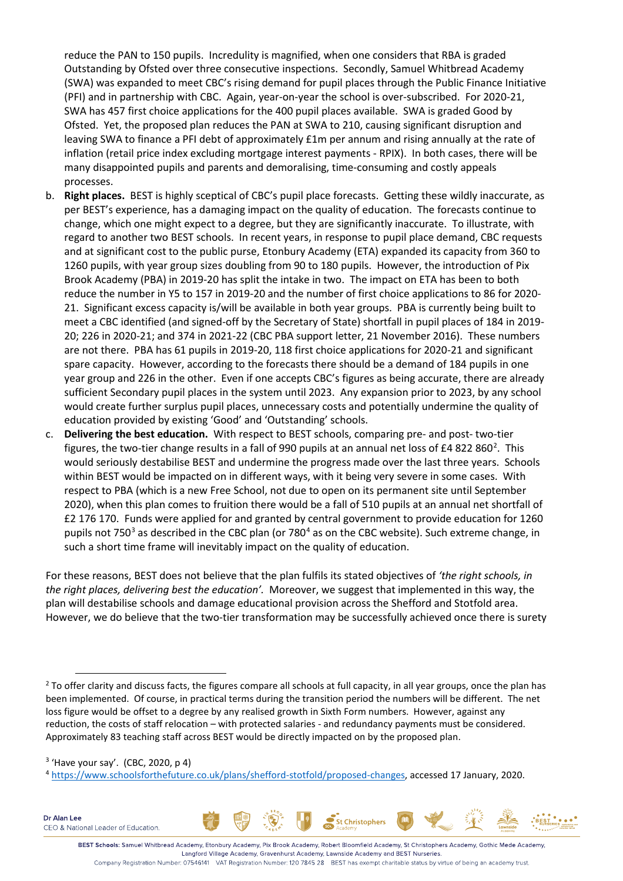reduce the PAN to 150 pupils. Incredulity is magnified, when one considers that RBA is graded Outstanding by Ofsted over three consecutive inspections. Secondly, Samuel Whitbread Academy (SWA) was expanded to meet CBC's rising demand for pupil places through the Public Finance Initiative (PFI) and in partnership with CBC. Again, year-on-year the school is over-subscribed. For 2020-21, SWA has 457 first choice applications for the 400 pupil places available. SWA is graded Good by Ofsted. Yet, the proposed plan reduces the PAN at SWA to 210, causing significant disruption and leaving SWA to finance a PFI debt of approximately £1m per annum and rising annually at the rate of inflation (retail price index excluding mortgage interest payments - RPIX). In both cases, there will be many disappointed pupils and parents and demoralising, time-consuming and costly appeals processes.

b. **Right places.** BEST is highly sceptical of CBC's pupil place forecasts. Getting these wildly inaccurate, as per BEST's experience, has a damaging impact on the quality of education. The forecasts continue to change, which one might expect to a degree, but they are significantly inaccurate. To illustrate, with regard to another two BEST schools. In recent years, in response to pupil place demand, CBC requests and at significant cost to the public purse, Etonbury Academy (ETA) expanded its capacity from 360 to 1260 pupils, with year group sizes doubling from 90 to 180 pupils. However, the introduction of Pix Brook Academy (PBA) in 2019-20 has split the intake in two. The impact on ETA has been to both reduce the number in Y5 to 157 in 2019-20 and the number of first choice applications to 86 for 2020-21. Significant excess capacity is/will be available in both year groups. PBA is currently being built to meet a CBC identified (and signed-off by the Secretary of State) shortfall in pupil places of 184 in 2019-20; 226 in 2020-21; and 374 in 2021-22 (CBC PBA support letter, 21 November 2016). These numbers are not there. PBA has 61 pupils in 2019-20, 118 first choice applications for 2020-21 and significant spare capacity. However, according to the forecasts there should be a demand of 184 pupils in one year group and 226 in the other. Even if one accepts CBC's figures as being accurate, there are already sufficient Secondary pupil places in the system until 2023. Any expansion prior to 2023, by any school would create further surplus pupil places, unnecessary costs and potentially undermine the quality of education provided by existing 'Good' and 'Outstanding' schools.

c. **Delivering the best education.** With respect to BEST schools, comparing pre- and post- two-tier figures, the two-tier change results in a fall of 990 pupils at an annual net loss of £4 822 860[2]. This would seriously destabilise BEST and undermine the progress made over the last three years. Schools within BEST would be impacted on in different ways, with it being very severe in some cases. With respect to PBA (which is a new Free School, not due to open on its permanent site until September 2020), when this plan comes to fruition there would be a fall of 510 pupils at an annual net shortfall of £2 176 170. Funds were applied for and granted by central government to provide education for 1260 pupils not 750[3] as described in the CBC plan (or 780[4] as on the CBC website). Such extreme change, in such a short time frame will inevitably impact on the quality of education.

For these reasons, BEST does not believe that the plan fulfils its stated objectives of *'the right schools, in the right places, delivering best the education'.* Moreover, we suggest that implemented in this way, the plan will destabilise schools and damage educational provision across the Shefford and Stotfold area. However, we do believe that the two-tier transformation may be successfully achieved once there is surety

---

[2] To offer clarity and discuss facts, the figures compare all schools at full capacity, in all year groups, once the plan has been implemented. Of course, in practical terms during the transition period the numbers will be different. The net loss figure would be offset to a degree by any realised growth in Sixth Form numbers. However, against any reduction, the costs of staff relocation – with protected salaries - and redundancy payments must be considered. Approximately 83 teaching staff across BEST would be directly impacted on by the proposed plan.

[3] 'Have your say'. (CBC, 2020, p 4)

[4] https://www.schoolsforthefuture.co.uk/plans/shefford-stotfold/proposed-changes, accessed 17 January, 2020.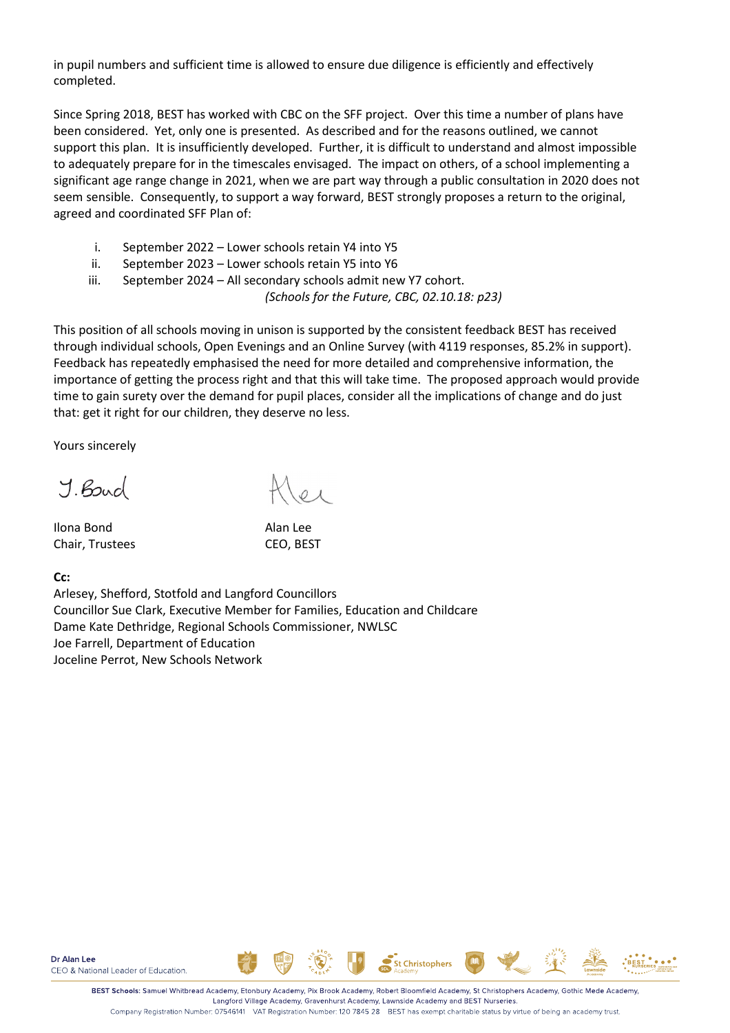in pupil numbers and sufficient time is allowed to ensure due diligence is efficiently and effectively completed.

Since Spring 2018, BEST has worked with CBC on the SFF project. Over this time a number of plans have been considered. Yet, only one is presented. As described and for the reasons outlined, we cannot support this plan. It is insufficiently developed. Further, it is difficult to understand and almost impossible to adequately prepare for in the timescales envisaged. The impact on others, of a school implementing a significant age range change in 2021, when we are part way through a public consultation in 2020 does not seem sensible. Consequently, to support a way forward, BEST strongly proposes a return to the original, agreed and coordinated SFF Plan of:

i. September 2022 – Lower schools retain Y4 into Y5
ii. September 2023 – Lower schools retain Y5 into Y6
iii. September 2024 – All secondary schools admit new Y7 cohort.

*(Schools for the Future, CBC, 02.10.18: p23)*

This position of all schools moving in unison is supported by the consistent feedback BEST has received through individual schools, Open Evenings and an Online Survey (with 4119 responses, 85.2% in support). Feedback has repeatedly emphasised the need for more detailed and comprehensive information, the importance of getting the process right and that this will take time. The proposed approach would provide time to gain surety over the demand for pupil places, consider all the implications of change and do just that: get it right for our children, they deserve no less.

Yours sincerely

I. Bond

Ilona Bond
Chair, Trustees

Alan Lee
CEO, BEST

**Cc:**
Arlesey, Shefford, Stotfold and Langford Councillors
Councillor Sue Clark, Executive Member for Families, Education and Childcare
Dame Kate Dethridge, Regional Schools Commissioner, NWLSC
Joe Farrell, Department of Education
Joceline Perrot, New Schools Network

Dr Alan Lee
CEO & National Leader of Education.

**BEST Schools**: Samuel Whitbread Academy, Etonbury Academy, Pix Brook Academy, Robert Bloomfield Academy, St Christophers Academy, Gothic Mede Academy, Langford Village Academy, Gravenhurst Academy, Lawnside Academy and BEST Nurseries.
Company Registration Number: 07546141 VAT Registration Number: 120 7845 28 BEST has exempt charitable status by virtue of being an academy trust.